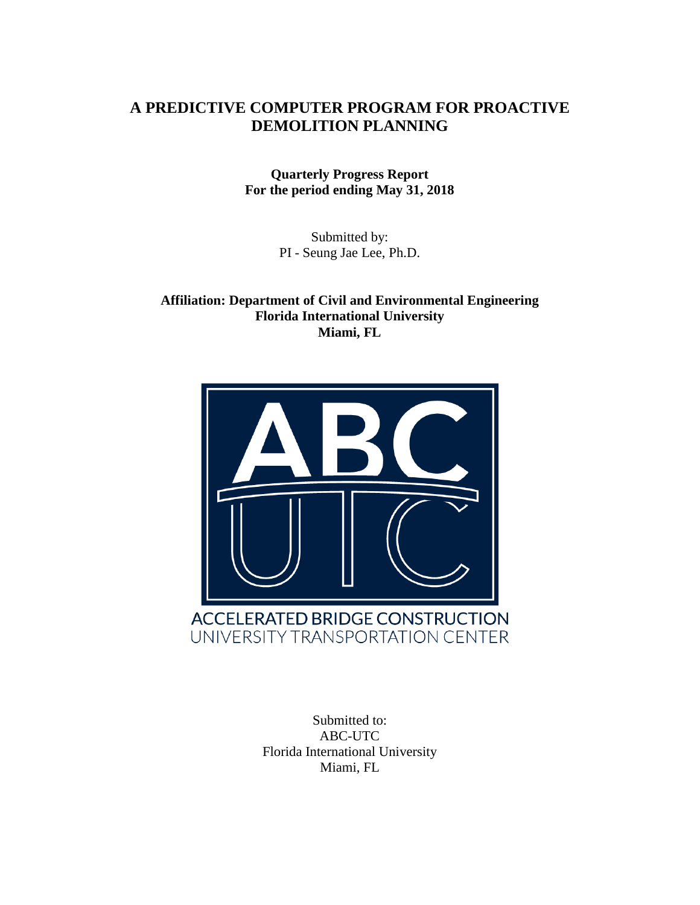# A PREDICTIVE COMPUTER PROGRAM FOR PROACTIVE DEMOLITION PLANNING

**Quarterly Progress Report**
**For the period ending May 31, 2018**

Submitted by:
PI - Seung Jae Lee, Ph.D.

**Affiliation: Department of Civil and Environmental Engineering**
**Florida International University**
**Miami, FL**

ACCELERATED BRIDGE CONSTRUCTION
UNIVERSITY TRANSPORTATION CENTER

Submitted to:
ABC-UTC
Florida International University
Miami, FL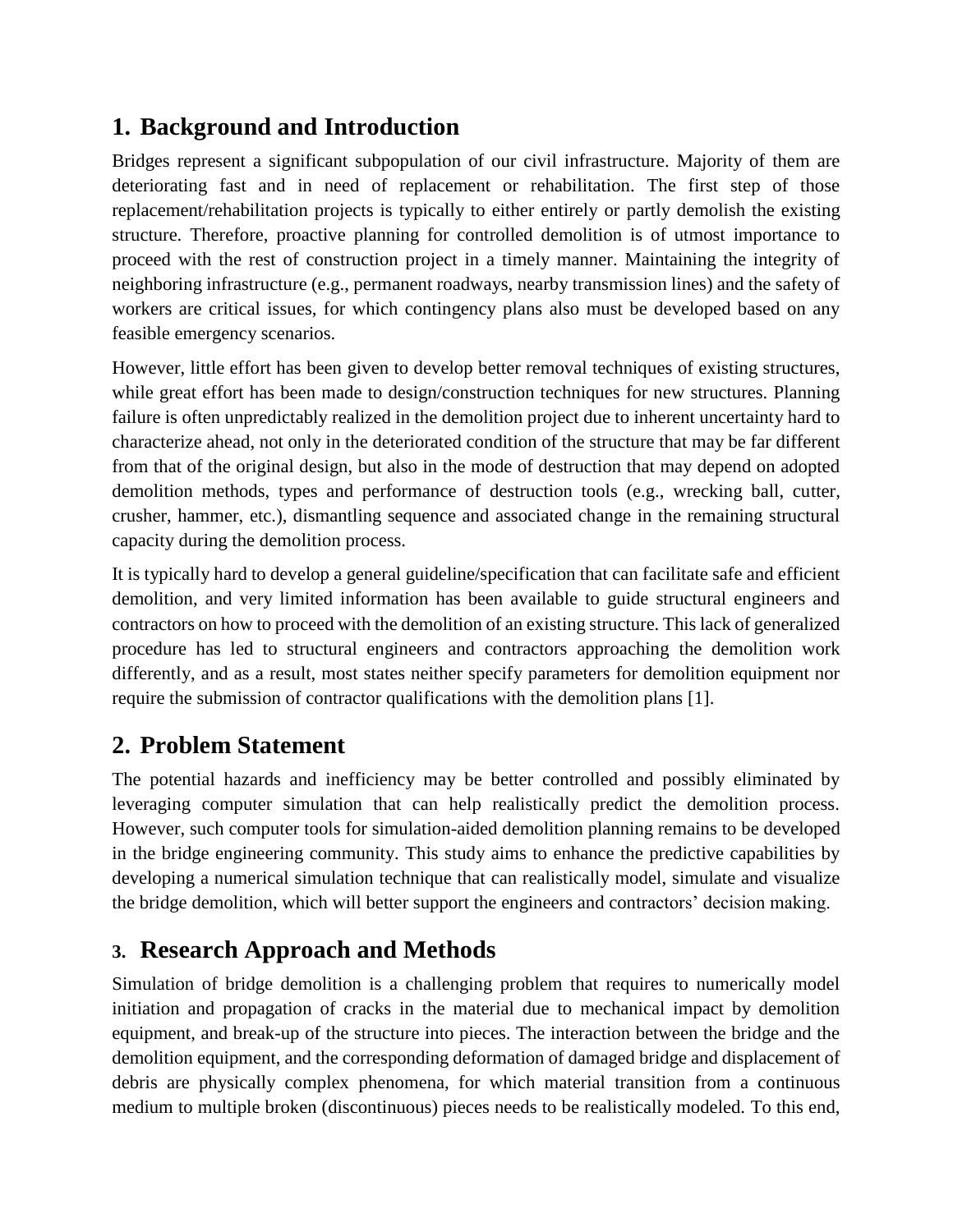## 1. Background and Introduction

Bridges represent a significant subpopulation of our civil infrastructure. Majority of them are deteriorating fast and in need of replacement or rehabilitation. The first step of those replacement/rehabilitation projects is typically to either entirely or partly demolish the existing structure. Therefore, proactive planning for controlled demolition is of utmost importance to proceed with the rest of construction project in a timely manner. Maintaining the integrity of neighboring infrastructure (e.g., permanent roadways, nearby transmission lines) and the safety of workers are critical issues, for which contingency plans also must be developed based on any feasible emergency scenarios.

However, little effort has been given to develop better removal techniques of existing structures, while great effort has been made to design/construction techniques for new structures. Planning failure is often unpredictably realized in the demolition project due to inherent uncertainty hard to characterize ahead, not only in the deteriorated condition of the structure that may be far different from that of the original design, but also in the mode of destruction that may depend on adopted demolition methods, types and performance of destruction tools (e.g., wrecking ball, cutter, crusher, hammer, etc.), dismantling sequence and associated change in the remaining structural capacity during the demolition process.

It is typically hard to develop a general guideline/specification that can facilitate safe and efficient demolition, and very limited information has been available to guide structural engineers and contractors on how to proceed with the demolition of an existing structure. This lack of generalized procedure has led to structural engineers and contractors approaching the demolition work differently, and as a result, most states neither specify parameters for demolition equipment nor require the submission of contractor qualifications with the demolition plans [1].

## 2. Problem Statement

The potential hazards and inefficiency may be better controlled and possibly eliminated by leveraging computer simulation that can help realistically predict the demolition process. However, such computer tools for simulation-aided demolition planning remains to be developed in the bridge engineering community. This study aims to enhance the predictive capabilities by developing a numerical simulation technique that can realistically model, simulate and visualize the bridge demolition, which will better support the engineers and contractors' decision making.

## 3. Research Approach and Methods

Simulation of bridge demolition is a challenging problem that requires to numerically model initiation and propagation of cracks in the material due to mechanical impact by demolition equipment, and break-up of the structure into pieces. The interaction between the bridge and the demolition equipment, and the corresponding deformation of damaged bridge and displacement of debris are physically complex phenomena, for which material transition from a continuous medium to multiple broken (discontinuous) pieces needs to be realistically modeled. To this end,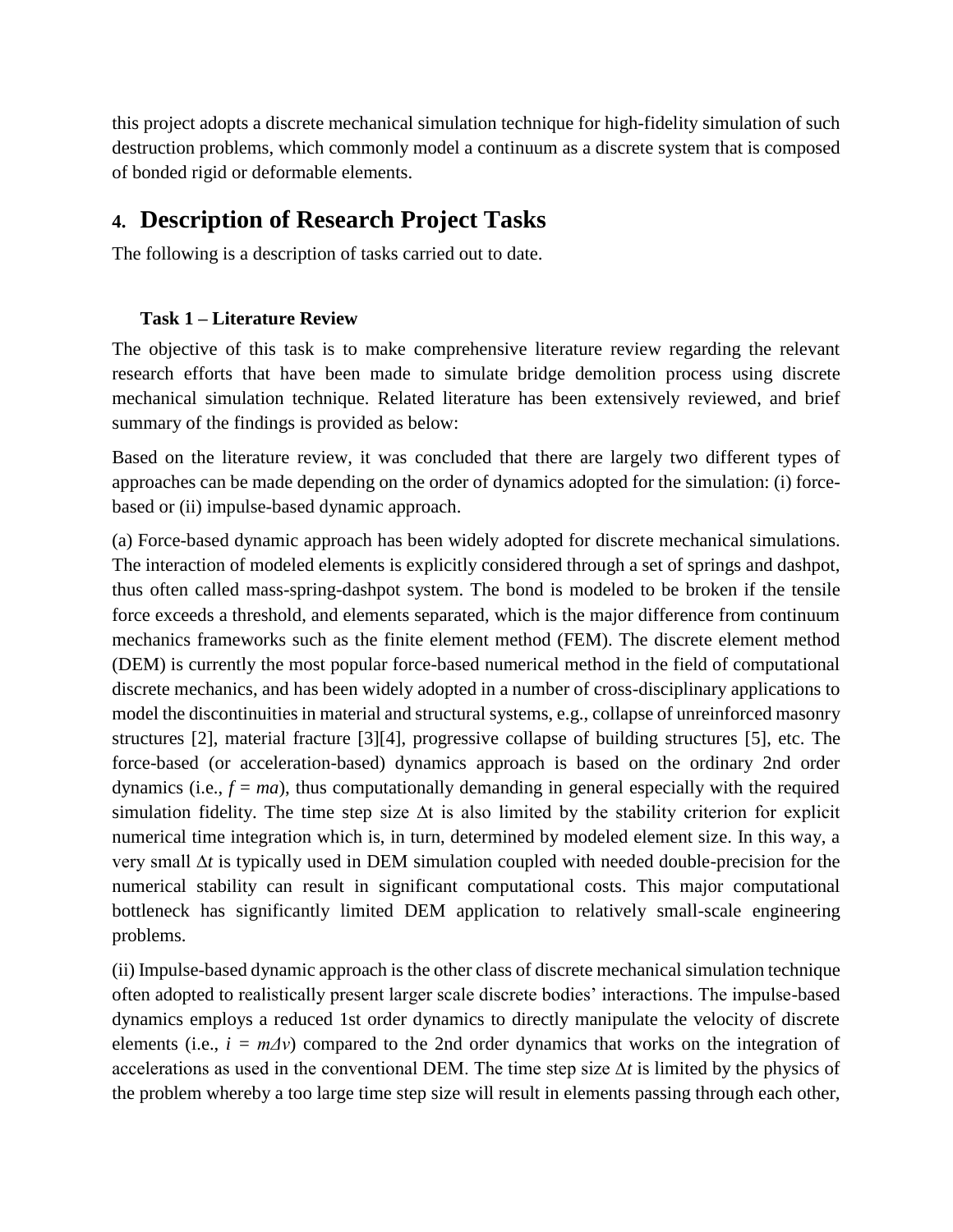this project adopts a discrete mechanical simulation technique for high-fidelity simulation of such destruction problems, which commonly model a continuum as a discrete system that is composed of bonded rigid or deformable elements.

# 4. Description of Research Project Tasks

The following is a description of tasks carried out to date.

### Task 1 – Literature Review

The objective of this task is to make comprehensive literature review regarding the relevant research efforts that have been made to simulate bridge demolition process using discrete mechanical simulation technique. Related literature has been extensively reviewed, and brief summary of the findings is provided as below:

Based on the literature review, it was concluded that there are largely two different types of approaches can be made depending on the order of dynamics adopted for the simulation: (i) force-based or (ii) impulse-based dynamic approach.

(a) Force-based dynamic approach has been widely adopted for discrete mechanical simulations. The interaction of modeled elements is explicitly considered through a set of springs and dashpot, thus often called mass-spring-dashpot system. The bond is modeled to be broken if the tensile force exceeds a threshold, and elements separated, which is the major difference from continuum mechanics frameworks such as the finite element method (FEM). The discrete element method (DEM) is currently the most popular force-based numerical method in the field of computational discrete mechanics, and has been widely adopted in a number of cross-disciplinary applications to model the discontinuities in material and structural systems, e.g., collapse of unreinforced masonry structures [2], material fracture [3][4], progressive collapse of building structures [5], etc. The force-based (or acceleration-based) dynamics approach is based on the ordinary 2nd order dynamics (i.e., $f = ma$), thus computationally demanding in general especially with the required simulation fidelity. The time step size $\Delta t$ is also limited by the stability criterion for explicit numerical time integration which is, in turn, determined by modeled element size. In this way, a very small $\Delta t$ is typically used in DEM simulation coupled with needed double-precision for the numerical stability can result in significant computational costs. This major computational bottleneck has significantly limited DEM application to relatively small-scale engineering problems.

(ii) Impulse-based dynamic approach is the other class of discrete mechanical simulation technique often adopted to realistically present larger scale discrete bodies' interactions. The impulse-based dynamics employs a reduced 1st order dynamics to directly manipulate the velocity of discrete elements (i.e., $i = m\Delta v$) compared to the 2nd order dynamics that works on the integration of accelerations as used in the conventional DEM. The time step size $\Delta t$ is limited by the physics of the problem whereby a too large time step size will result in elements passing through each other,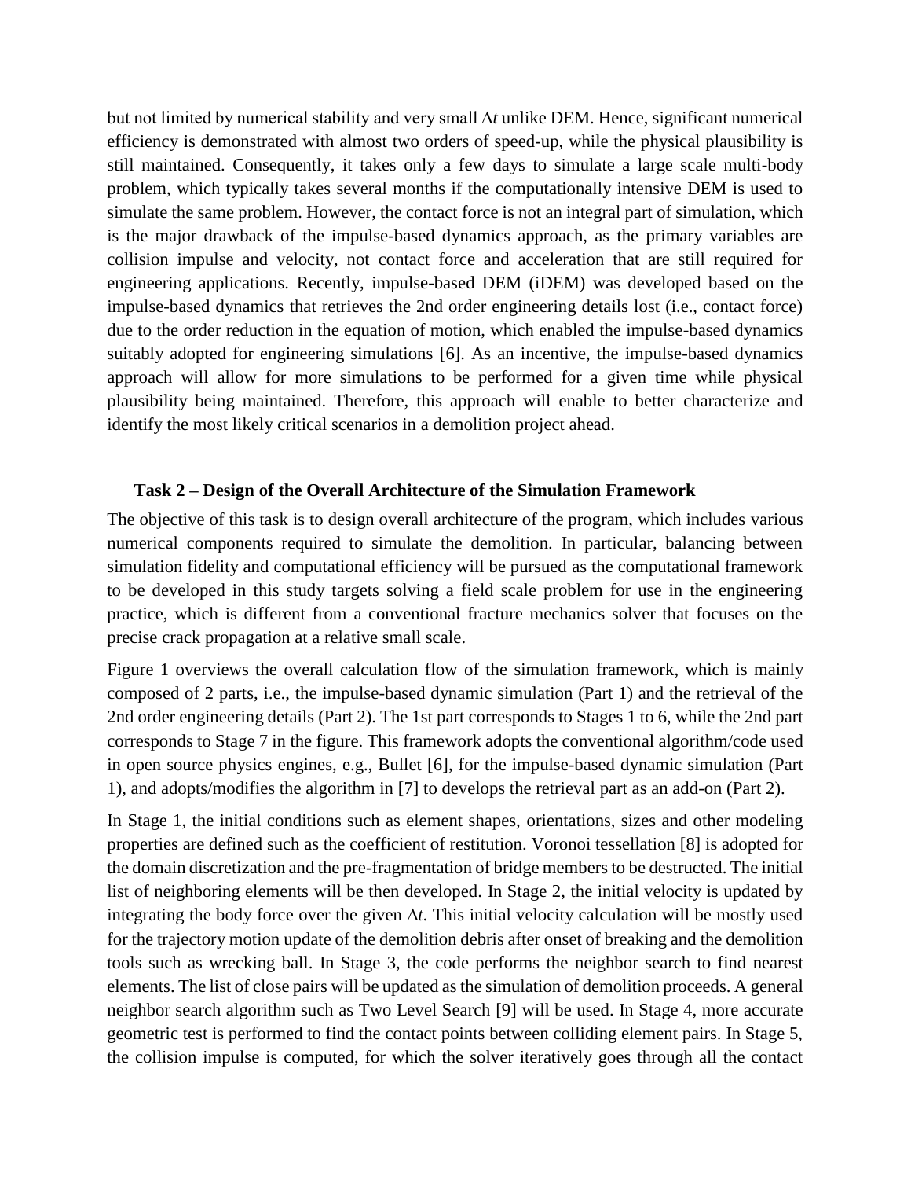but not limited by numerical stability and very small $\Delta t$ unlike DEM. Hence, significant numerical efficiency is demonstrated with almost two orders of speed-up, while the physical plausibility is still maintained. Consequently, it takes only a few days to simulate a large scale multi-body problem, which typically takes several months if the computationally intensive DEM is used to simulate the same problem. However, the contact force is not an integral part of simulation, which is the major drawback of the impulse-based dynamics approach, as the primary variables are collision impulse and velocity, not contact force and acceleration that are still required for engineering applications. Recently, impulse-based DEM (iDEM) was developed based on the impulse-based dynamics that retrieves the 2nd order engineering details lost (i.e., contact force) due to the order reduction in the equation of motion, which enabled the impulse-based dynamics suitably adopted for engineering simulations [6]. As an incentive, the impulse-based dynamics approach will allow for more simulations to be performed for a given time while physical plausibility being maintained. Therefore, this approach will enable to better characterize and identify the most likely critical scenarios in a demolition project ahead.

**Task 2 – Design of the Overall Architecture of the Simulation Framework**

The objective of this task is to design overall architecture of the program, which includes various numerical components required to simulate the demolition. In particular, balancing between simulation fidelity and computational efficiency will be pursued as the computational framework to be developed in this study targets solving a field scale problem for use in the engineering practice, which is different from a conventional fracture mechanics solver that focuses on the precise crack propagation at a relative small scale.

Figure 1 overviews the overall calculation flow of the simulation framework, which is mainly composed of 2 parts, i.e., the impulse-based dynamic simulation (Part 1) and the retrieval of the 2nd order engineering details (Part 2). The 1st part corresponds to Stages 1 to 6, while the 2nd part corresponds to Stage 7 in the figure. This framework adopts the conventional algorithm/code used in open source physics engines, e.g., Bullet [6], for the impulse-based dynamic simulation (Part 1), and adopts/modifies the algorithm in [7] to develops the retrieval part as an add-on (Part 2).

In Stage 1, the initial conditions such as element shapes, orientations, sizes and other modeling properties are defined such as the coefficient of restitution. Voronoi tessellation [8] is adopted for the domain discretization and the pre-fragmentation of bridge members to be destructed. The initial list of neighboring elements will be then developed. In Stage 2, the initial velocity is updated by integrating the body force over the given $\Delta t$. This initial velocity calculation will be mostly used for the trajectory motion update of the demolition debris after onset of breaking and the demolition tools such as wrecking ball. In Stage 3, the code performs the neighbor search to find nearest elements. The list of close pairs will be updated as the simulation of demolition proceeds. A general neighbor search algorithm such as Two Level Search [9] will be used. In Stage 4, more accurate geometric test is performed to find the contact points between colliding element pairs. In Stage 5, the collision impulse is computed, for which the solver iteratively goes through all the contact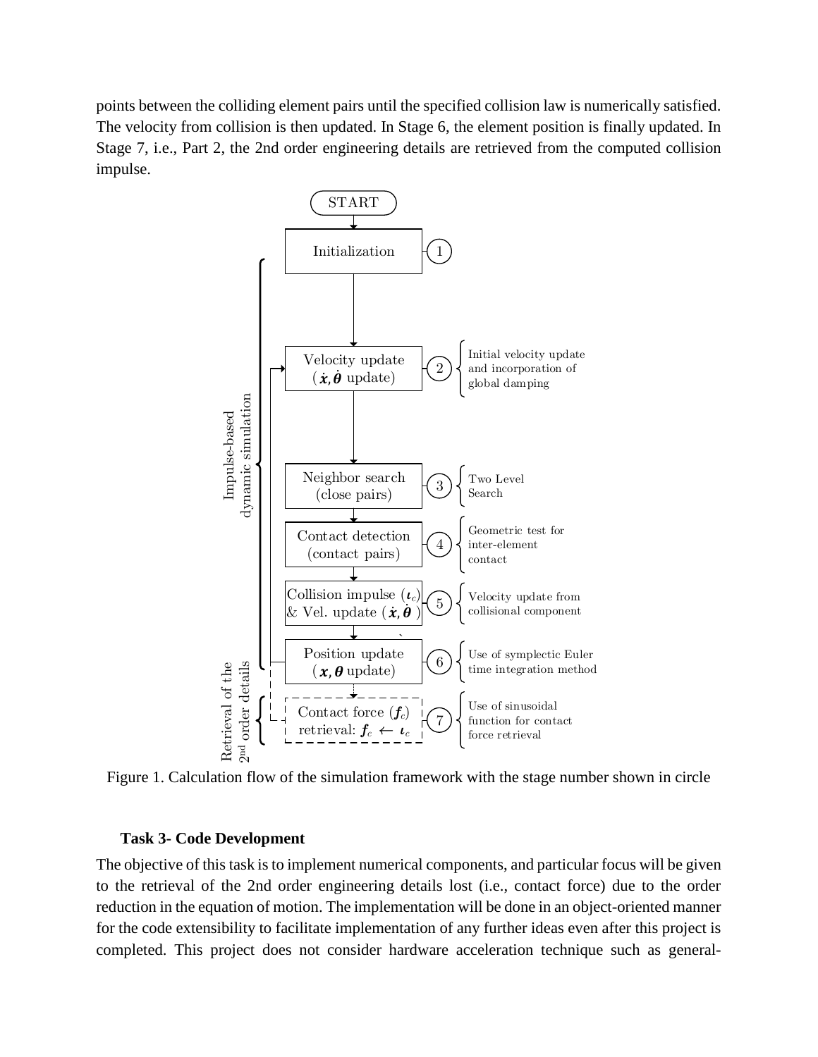points between the colliding element pairs until the specified collision law is numerically satisfied. The velocity from collision is then updated. In Stage 6, the element position is finally updated. In Stage 7, i.e., Part 2, the 2nd order engineering details are retrieved from the computed collision impulse.

Figure 1. Calculation flow of the simulation framework with the stage number shown in circle

### Task 3- Code Development

The objective of this task is to implement numerical components, and particular focus will be given to the retrieval of the 2nd order engineering details lost (i.e., contact force) due to the order reduction in the equation of motion. The implementation will be done in an object-oriented manner for the code extensibility to facilitate implementation of any further ideas even after this project is completed. This project does not consider hardware acceleration technique such as general-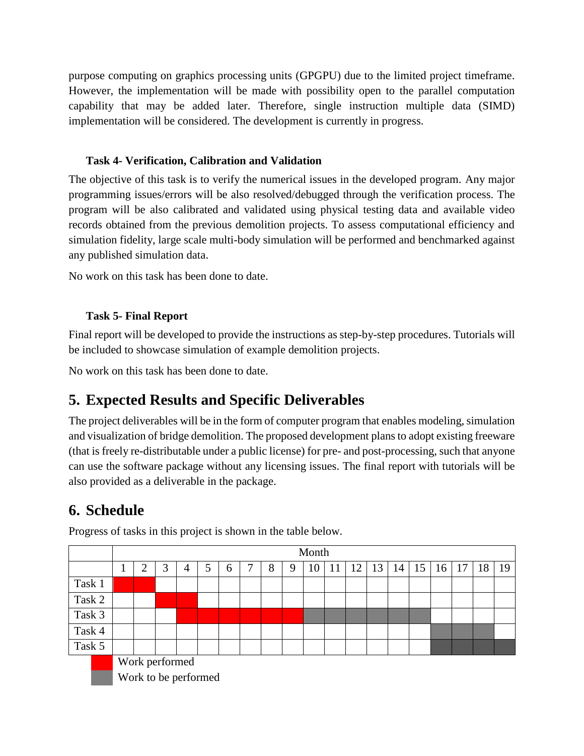purpose computing on graphics processing units (GPGPU) due to the limited project timeframe. However, the implementation will be made with possibility open to the parallel computation capability that may be added later. Therefore, single instruction multiple data (SIMD) implementation will be considered. The development is currently in progress.

**Task 4- Verification, Calibration and Validation**

The objective of this task is to verify the numerical issues in the developed program. Any major programming issues/errors will be also resolved/debugged through the verification process. The program will be also calibrated and validated using physical testing data and available video records obtained from the previous demolition projects. To assess computational efficiency and simulation fidelity, large scale multi-body simulation will be performed and benchmarked against any published simulation data.

No work on this task has been done to date.

**Task 5- Final Report**

Final report will be developed to provide the instructions as step-by-step procedures. Tutorials will be included to showcase simulation of example demolition projects.

No work on this task has been done to date.

## 5. Expected Results and Specific Deliverables

The project deliverables will be in the form of computer program that enables modeling, simulation and visualization of bridge demolition. The proposed development plans to adopt existing freeware (that is freely re-distributable under a public license) for pre- and post-processing, such that anyone can use the software package without any licensing issues. The final report with tutorials will be also provided as a deliverable in the package.

## 6. Schedule

Progress of tasks in this project is shown in the table below.

| | Month | | | | | | | | | | | | | | | | | | |
|---|---|---|---|---|---|---|---|---|---|---|---|---|---|---|---|---|---|---|---|
| | 1 | 2 | 3 | 4 | 5 | 6 | 7 | 8 | 9 | 10 | 11 | 12 | 13 | 14 | 15 | 16 | 17 | 18 | 19 |
| Task 1 | ■ | ■ | | | | | | | | | | | | | | | | | |
| Task 2 | | | ■ | ■ | | | | | | | | | | | | | | | |
| Task 3 | | | | ■ | ■ | ■ | ■ | ■ | ■ | ▒ | ▒ | ▒ | ▒ | ▒ | ▒ | | | | |
| Task 4 | | | | | | | | | | | | | | | | ▒ | ▒ | ▒ | |
| Task 5 | | | | | | | | | | | | | | | | ▒ | ▒ | ▒ | ▒ |

■ Work performed

▒ Work to be performed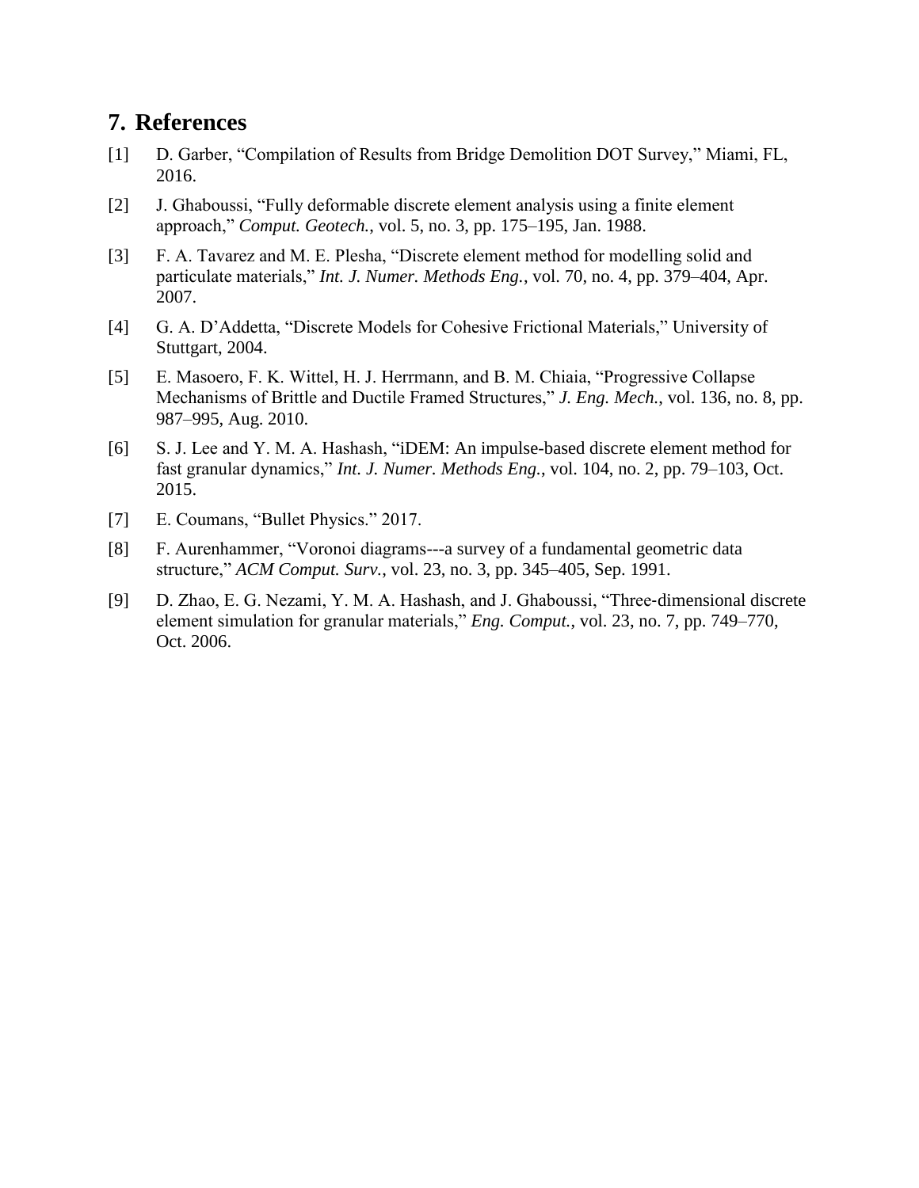## 7. References

[1] D. Garber, "Compilation of Results from Bridge Demolition DOT Survey," Miami, FL, 2016.

[2] J. Ghaboussi, "Fully deformable discrete element analysis using a finite element approach," *Comput. Geotech.*, vol. 5, no. 3, pp. 175–195, Jan. 1988.

[3] F. A. Tavarez and M. E. Plesha, "Discrete element method for modelling solid and particulate materials," *Int. J. Numer. Methods Eng.*, vol. 70, no. 4, pp. 379–404, Apr. 2007.

[4] G. A. D'Addetta, "Discrete Models for Cohesive Frictional Materials," University of Stuttgart, 2004.

[5] E. Masoero, F. K. Wittel, H. J. Herrmann, and B. M. Chiaia, "Progressive Collapse Mechanisms of Brittle and Ductile Framed Structures," *J. Eng. Mech.*, vol. 136, no. 8, pp. 987–995, Aug. 2010.

[6] S. J. Lee and Y. M. A. Hashash, "iDEM: An impulse-based discrete element method for fast granular dynamics," *Int. J. Numer. Methods Eng.*, vol. 104, no. 2, pp. 79–103, Oct. 2015.

[7] E. Coumans, "Bullet Physics." 2017.

[8] F. Aurenhammer, "Voronoi diagrams---a survey of a fundamental geometric data structure," *ACM Comput. Surv.*, vol. 23, no. 3, pp. 345–405, Sep. 1991.

[9] D. Zhao, E. G. Nezami, Y. M. A. Hashash, and J. Ghaboussi, "Three-dimensional discrete element simulation for granular materials," *Eng. Comput.*, vol. 23, no. 7, pp. 749–770, Oct. 2006.